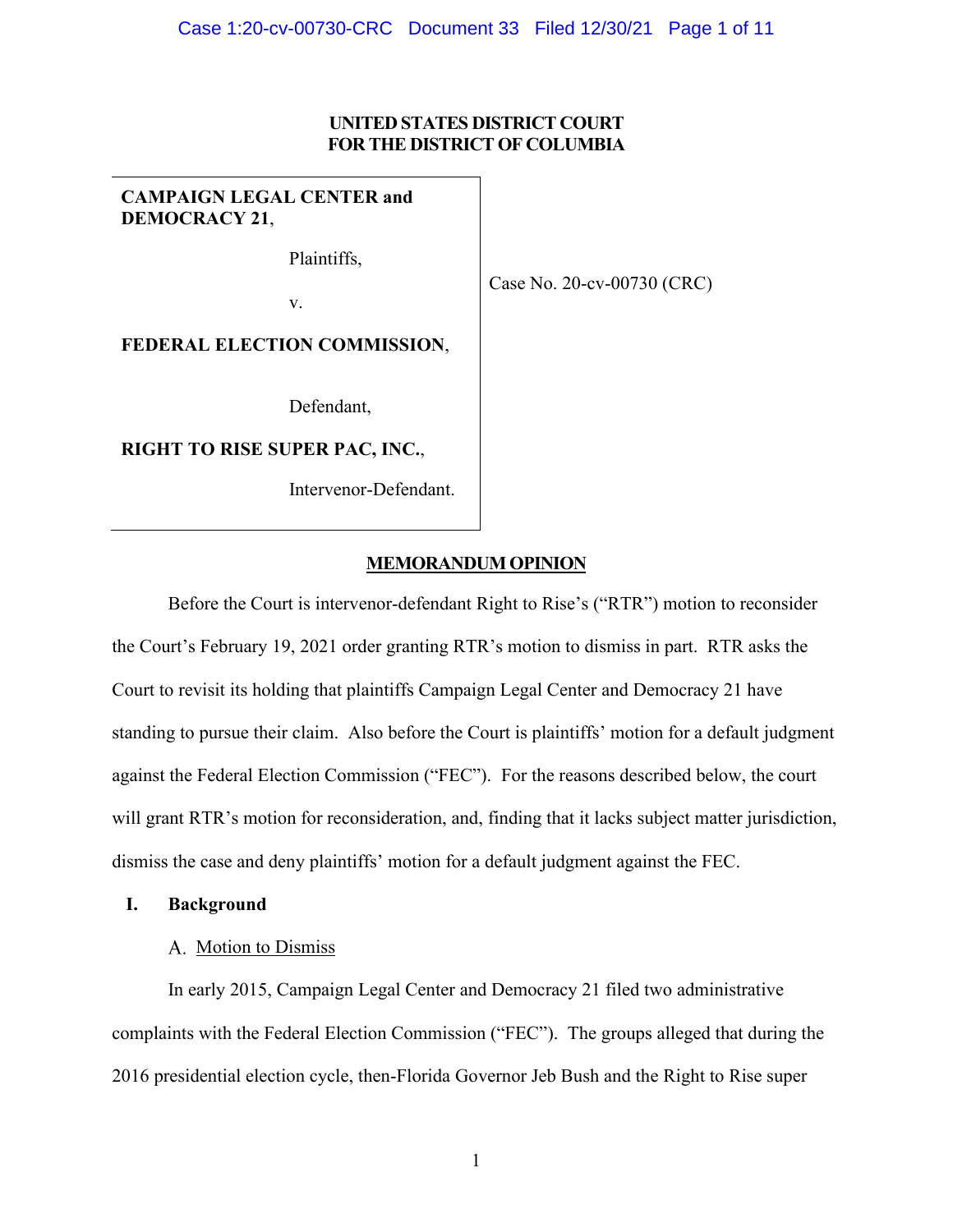**UNITED STATES DISTRICT COURT**
**FOR THE DISTRICT OF COLUMBIA**

| | |
|---|---|
| **CAMPAIGN LEGAL CENTER and DEMOCRACY 21**, Plaintiffs, v. **FEDERAL ELECTION COMMISSION**, Defendant, **RIGHT TO RISE SUPER PAC, INC.**, Intervenor-Defendant. | Case No. 20-cv-00730 (CRC) |

**MEMORANDUM OPINION**

Before the Court is intervenor-defendant Right to Rise's ("RTR") motion to reconsider the Court's February 19, 2021 order granting RTR's motion to dismiss in part. RTR asks the Court to revisit its holding that plaintiffs Campaign Legal Center and Democracy 21 have standing to pursue their claim. Also before the Court is plaintiffs' motion for a default judgment against the Federal Election Commission ("FEC"). For the reasons described below, the court will grant RTR's motion for reconsideration, and, finding that it lacks subject matter jurisdiction, dismiss the case and deny plaintiffs' motion for a default judgment against the FEC.

## I. Background

### A. Motion to Dismiss

In early 2015, Campaign Legal Center and Democracy 21 filed two administrative complaints with the Federal Election Commission ("FEC"). The groups alleged that during the 2016 presidential election cycle, then-Florida Governor Jeb Bush and the Right to Rise super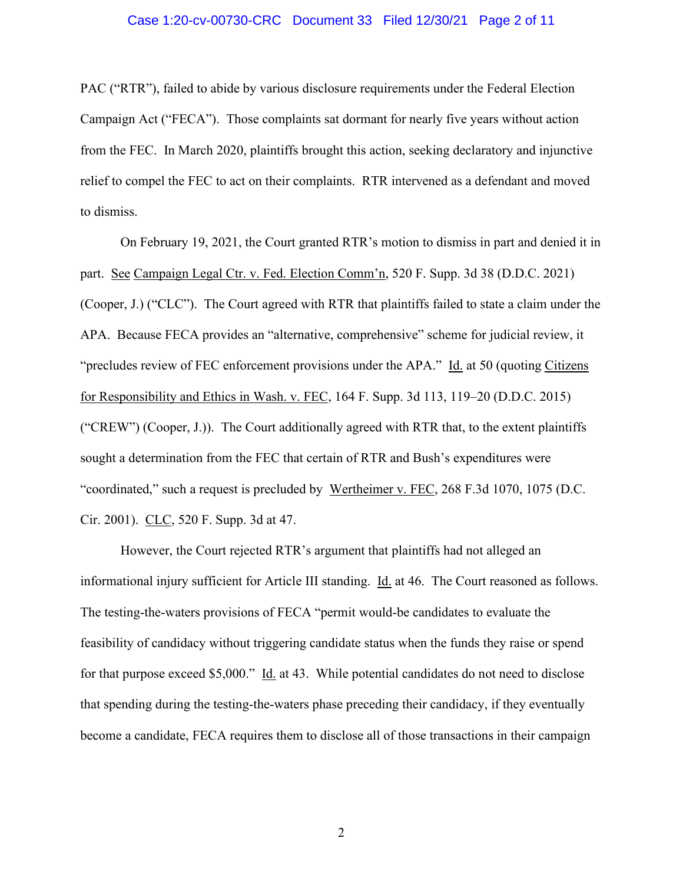PAC ("RTR"), failed to abide by various disclosure requirements under the Federal Election Campaign Act ("FECA"). Those complaints sat dormant for nearly five years without action from the FEC. In March 2020, plaintiffs brought this action, seeking declaratory and injunctive relief to compel the FEC to act on their complaints. RTR intervened as a defendant and moved to dismiss.

On February 19, 2021, the Court granted RTR's motion to dismiss in part and denied it in part. See Campaign Legal Ctr. v. Fed. Election Comm'n, 520 F. Supp. 3d 38 (D.D.C. 2021) (Cooper, J.) ("CLC"). The Court agreed with RTR that plaintiffs failed to state a claim under the APA. Because FECA provides an "alternative, comprehensive" scheme for judicial review, it "precludes review of FEC enforcement provisions under the APA." Id. at 50 (quoting Citizens for Responsibility and Ethics in Wash. v. FEC, 164 F. Supp. 3d 113, 119–20 (D.D.C. 2015) ("CREW") (Cooper, J.)). The Court additionally agreed with RTR that, to the extent plaintiffs sought a determination from the FEC that certain of RTR and Bush's expenditures were "coordinated," such a request is precluded by Wertheimer v. FEC, 268 F.3d 1070, 1075 (D.C. Cir. 2001). CLC, 520 F. Supp. 3d at 47.

However, the Court rejected RTR's argument that plaintiffs had not alleged an informational injury sufficient for Article III standing. Id. at 46. The Court reasoned as follows. The testing-the-waters provisions of FECA "permit would-be candidates to evaluate the feasibility of candidacy without triggering candidate status when the funds they raise or spend for that purpose exceed $5,000." Id. at 43. While potential candidates do not need to disclose that spending during the testing-the-waters phase preceding their candidacy, if they eventually become a candidate, FECA requires them to disclose all of those transactions in their campaign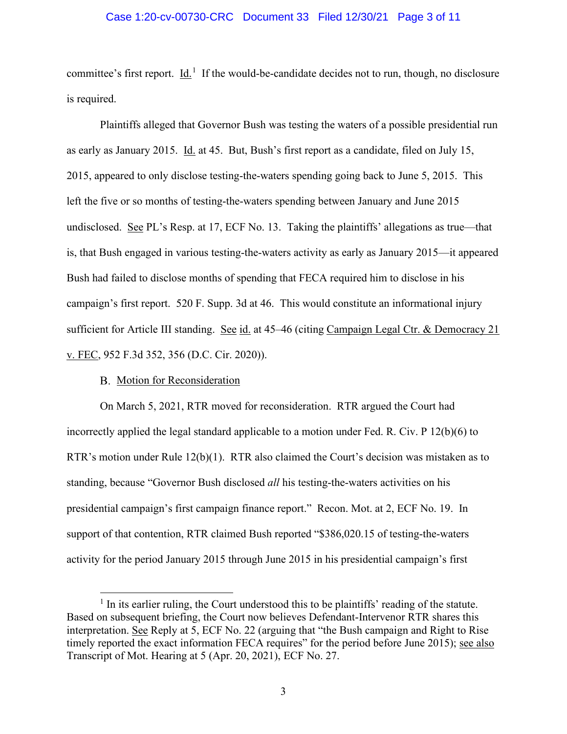committee's first report. Id.[1] If the would-be-candidate decides not to run, though, no disclosure is required.

Plaintiffs alleged that Governor Bush was testing the waters of a possible presidential run as early as January 2015. Id. at 45. But, Bush's first report as a candidate, filed on July 15, 2015, appeared to only disclose testing-the-waters spending going back to June 5, 2015. This left the five or so months of testing-the-waters spending between January and June 2015 undisclosed. See PL's Resp. at 17, ECF No. 13. Taking the plaintiffs' allegations as true—that is, that Bush engaged in various testing-the-waters activity as early as January 2015—it appeared Bush had failed to disclose months of spending that FECA required him to disclose in his campaign's first report. 520 F. Supp. 3d at 46. This would constitute an informational injury sufficient for Article III standing. See id. at 45–46 (citing Campaign Legal Ctr. & Democracy 21 v. FEC, 952 F.3d 352, 356 (D.C. Cir. 2020)).

## B. Motion for Reconsideration

On March 5, 2021, RTR moved for reconsideration. RTR argued the Court had incorrectly applied the legal standard applicable to a motion under Fed. R. Civ. P 12(b)(6) to RTR's motion under Rule 12(b)(1). RTR also claimed the Court's decision was mistaken as to standing, because "Governor Bush disclosed *all* his testing-the-waters activities on his presidential campaign's first campaign finance report." Recon. Mot. at 2, ECF No. 19. In support of that contention, RTR claimed Bush reported "$386,020.15 of testing-the-waters activity for the period January 2015 through June 2015 in his presidential campaign's first

[1] In its earlier ruling, the Court understood this to be plaintiffs' reading of the statute. Based on subsequent briefing, the Court now believes Defendant-Intervenor RTR shares this interpretation. See Reply at 5, ECF No. 22 (arguing that "the Bush campaign and Right to Rise timely reported the exact information FECA requires" for the period before June 2015); see also Transcript of Mot. Hearing at 5 (Apr. 20, 2021), ECF No. 27.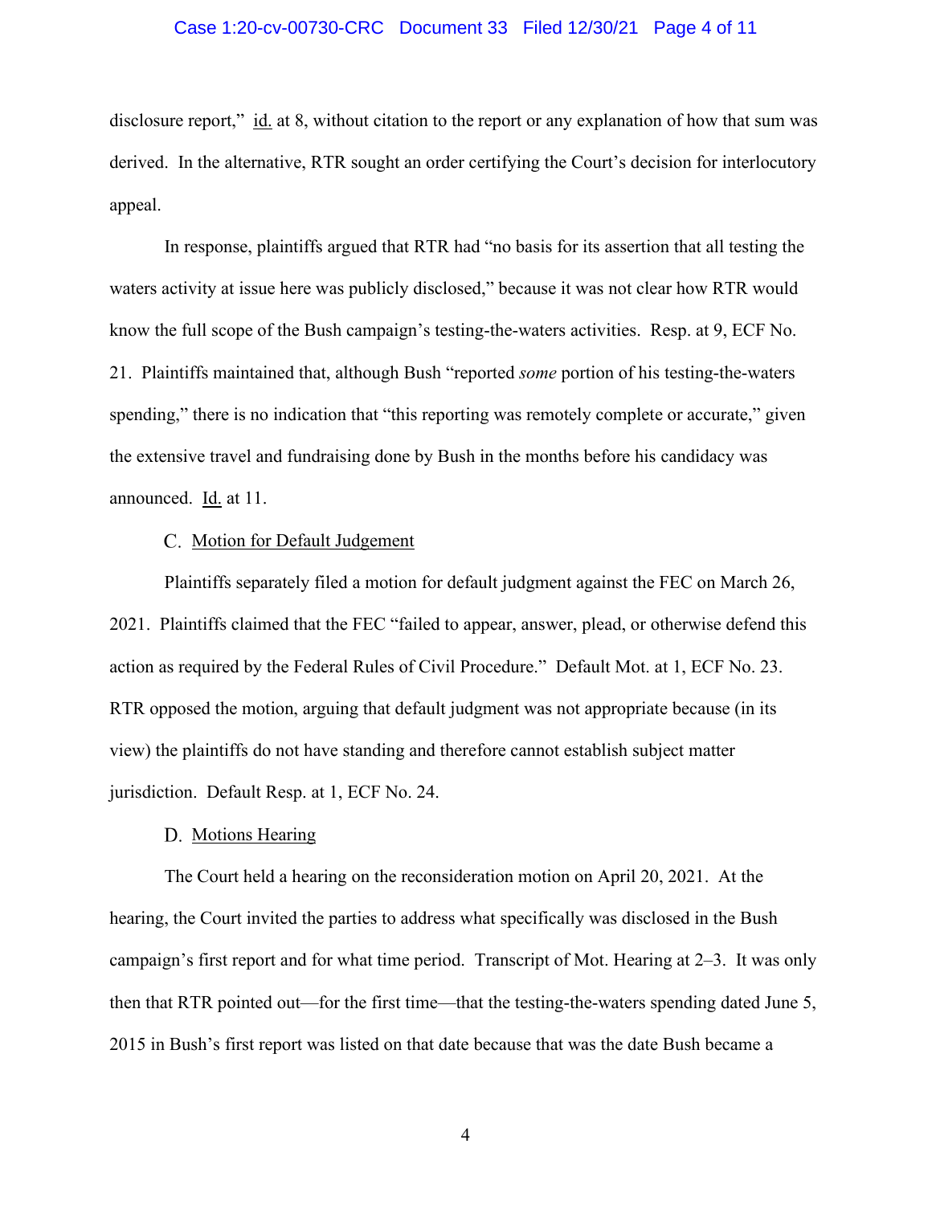disclosure report," id. at 8, without citation to the report or any explanation of how that sum was derived. In the alternative, RTR sought an order certifying the Court's decision for interlocutory appeal.

In response, plaintiffs argued that RTR had "no basis for its assertion that all testing the waters activity at issue here was publicly disclosed," because it was not clear how RTR would know the full scope of the Bush campaign's testing-the-waters activities. Resp. at 9, ECF No. 21. Plaintiffs maintained that, although Bush "reported *some* portion of his testing-the-waters spending," there is no indication that "this reporting was remotely complete or accurate," given the extensive travel and fundraising done by Bush in the months before his candidacy was announced. Id. at 11.

### C. Motion for Default Judgement

Plaintiffs separately filed a motion for default judgment against the FEC on March 26, 2021. Plaintiffs claimed that the FEC "failed to appear, answer, plead, or otherwise defend this action as required by the Federal Rules of Civil Procedure." Default Mot. at 1, ECF No. 23. RTR opposed the motion, arguing that default judgment was not appropriate because (in its view) the plaintiffs do not have standing and therefore cannot establish subject matter jurisdiction. Default Resp. at 1, ECF No. 24.

### D. Motions Hearing

The Court held a hearing on the reconsideration motion on April 20, 2021. At the hearing, the Court invited the parties to address what specifically was disclosed in the Bush campaign's first report and for what time period. Transcript of Mot. Hearing at 2–3. It was only then that RTR pointed out—for the first time—that the testing-the-waters spending dated June 5, 2015 in Bush's first report was listed on that date because that was the date Bush became a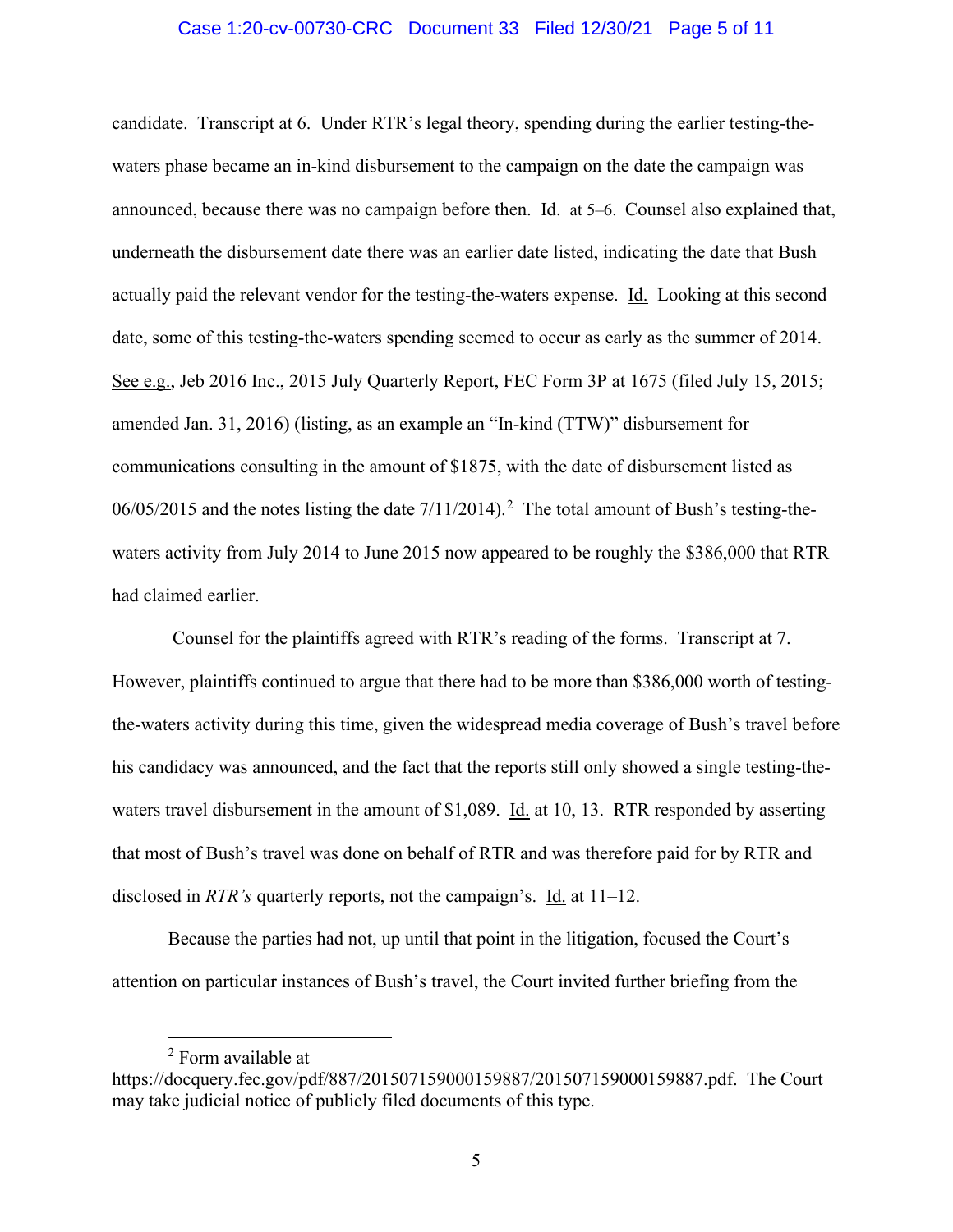candidate. Transcript at 6. Under RTR's legal theory, spending during the earlier testing-the-waters phase became an in-kind disbursement to the campaign on the date the campaign was announced, because there was no campaign before then. Id. at 5–6. Counsel also explained that, underneath the disbursement date there was an earlier date listed, indicating the date that Bush actually paid the relevant vendor for the testing-the-waters expense. Id. Looking at this second date, some of this testing-the-waters spending seemed to occur as early as the summer of 2014. See e.g., Jeb 2016 Inc., 2015 July Quarterly Report, FEC Form 3P at 1675 (filed July 15, 2015; amended Jan. 31, 2016) (listing, as an example an "In-kind (TTW)" disbursement for communications consulting in the amount of $1875, with the date of disbursement listed as 06/05/2015 and the notes listing the date 7/11/2014).[2] The total amount of Bush's testing-the-waters activity from July 2014 to June 2015 now appeared to be roughly the $386,000 that RTR had claimed earlier.

Counsel for the plaintiffs agreed with RTR's reading of the forms. Transcript at 7. However, plaintiffs continued to argue that there had to be more than $386,000 worth of testing-the-waters activity during this time, given the widespread media coverage of Bush's travel before his candidacy was announced, and the fact that the reports still only showed a single testing-the-waters travel disbursement in the amount of $1,089. Id. at 10, 13. RTR responded by asserting that most of Bush's travel was done on behalf of RTR and was therefore paid for by RTR and disclosed in *RTR's* quarterly reports, not the campaign's. Id. at 11–12.

Because the parties had not, up until that point in the litigation, focused the Court's attention on particular instances of Bush's travel, the Court invited further briefing from the

[2] Form available at https://docquery.fec.gov/pdf/887/201507159000159887/201507159000159887.pdf. The Court may take judicial notice of publicly filed documents of this type.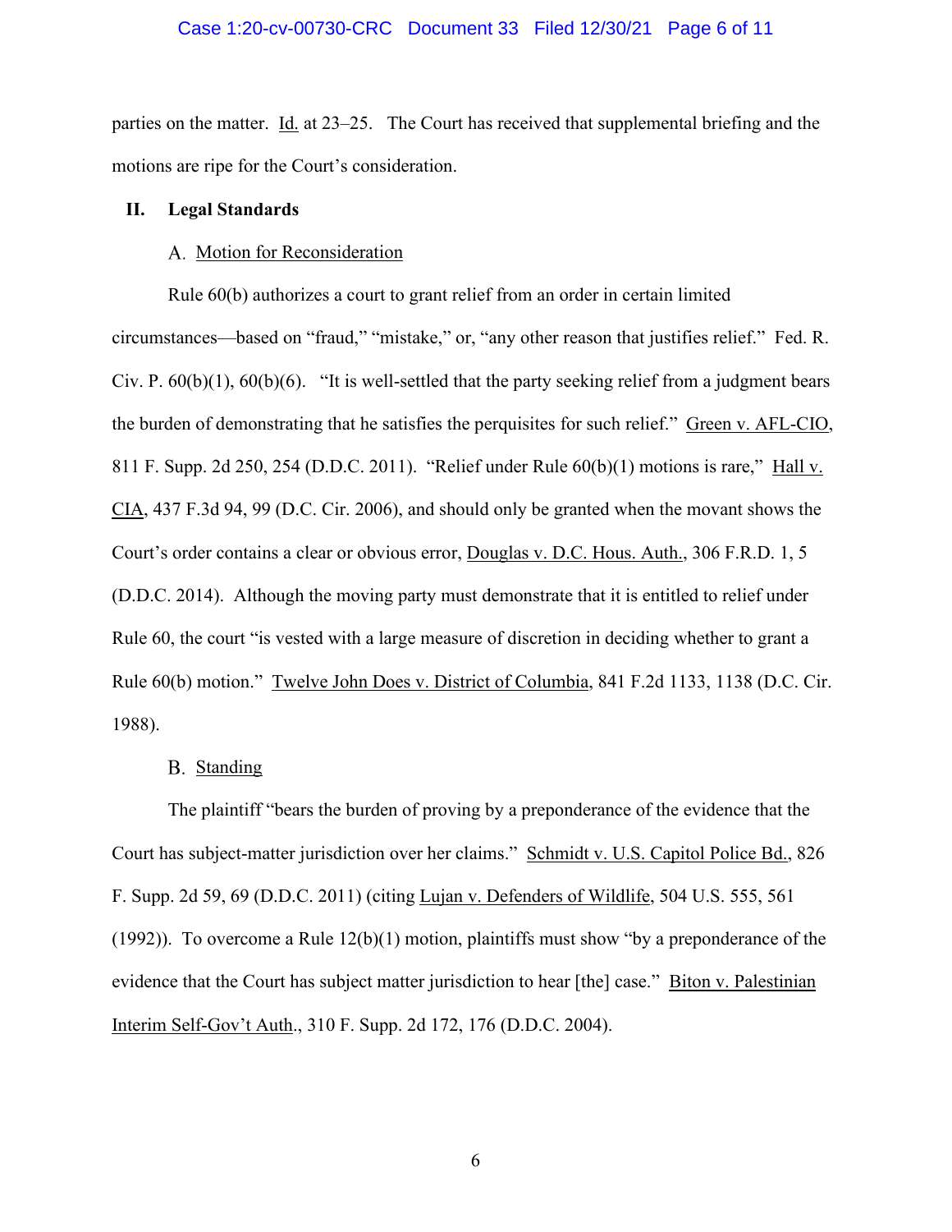parties on the matter. Id. at 23–25. The Court has received that supplemental briefing and the motions are ripe for the Court's consideration.

## II. Legal Standards

### A. Motion for Reconsideration

Rule 60(b) authorizes a court to grant relief from an order in certain limited circumstances—based on "fraud," "mistake," or, "any other reason that justifies relief." Fed. R. Civ. P. 60(b)(1), 60(b)(6). "It is well-settled that the party seeking relief from a judgment bears the burden of demonstrating that he satisfies the perquisites for such relief." Green v. AFL-CIO, 811 F. Supp. 2d 250, 254 (D.D.C. 2011). "Relief under Rule 60(b)(1) motions is rare," Hall v. CIA, 437 F.3d 94, 99 (D.C. Cir. 2006), and should only be granted when the movant shows the Court's order contains a clear or obvious error, Douglas v. D.C. Hous. Auth., 306 F.R.D. 1, 5 (D.D.C. 2014). Although the moving party must demonstrate that it is entitled to relief under Rule 60, the court "is vested with a large measure of discretion in deciding whether to grant a Rule 60(b) motion." Twelve John Does v. District of Columbia, 841 F.2d 1133, 1138 (D.C. Cir. 1988).

### B. Standing

The plaintiff "bears the burden of proving by a preponderance of the evidence that the Court has subject-matter jurisdiction over her claims." Schmidt v. U.S. Capitol Police Bd., 826 F. Supp. 2d 59, 69 (D.D.C. 2011) (citing Lujan v. Defenders of Wildlife, 504 U.S. 555, 561 (1992)). To overcome a Rule 12(b)(1) motion, plaintiffs must show "by a preponderance of the evidence that the Court has subject matter jurisdiction to hear [the] case." Biton v. Palestinian Interim Self-Gov't Auth., 310 F. Supp. 2d 172, 176 (D.D.C. 2004).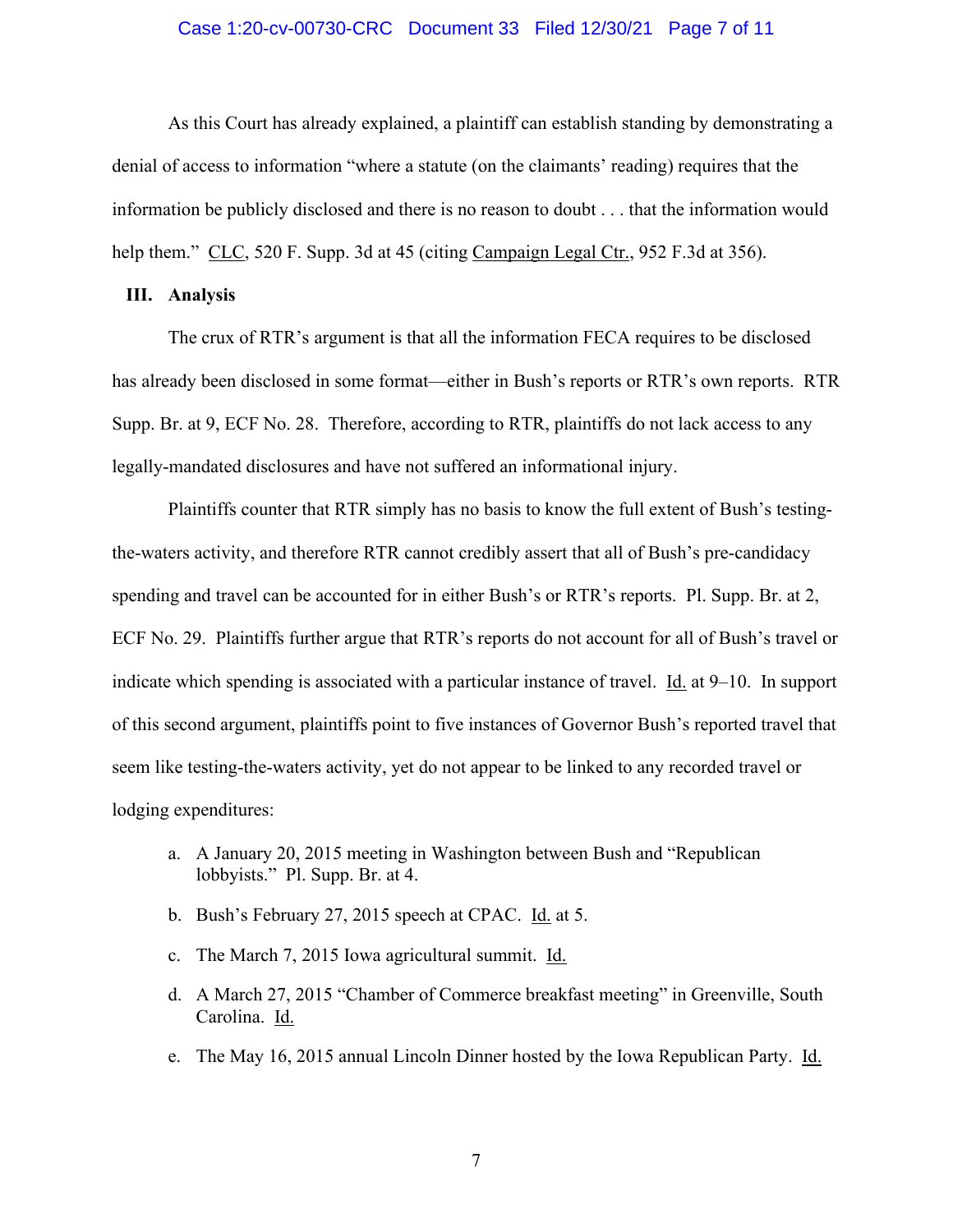As this Court has already explained, a plaintiff can establish standing by demonstrating a denial of access to information "where a statute (on the claimants' reading) requires that the information be publicly disclosed and there is no reason to doubt . . . that the information would help them." CLC, 520 F. Supp. 3d at 45 (citing Campaign Legal Ctr., 952 F.3d at 356).

## III. Analysis

The crux of RTR's argument is that all the information FECA requires to be disclosed has already been disclosed in some format—either in Bush's reports or RTR's own reports. RTR Supp. Br. at 9, ECF No. 28. Therefore, according to RTR, plaintiffs do not lack access to any legally-mandated disclosures and have not suffered an informational injury.

Plaintiffs counter that RTR simply has no basis to know the full extent of Bush's testing-the-waters activity, and therefore RTR cannot credibly assert that all of Bush's pre-candidacy spending and travel can be accounted for in either Bush's or RTR's reports. Pl. Supp. Br. at 2, ECF No. 29. Plaintiffs further argue that RTR's reports do not account for all of Bush's travel or indicate which spending is associated with a particular instance of travel. Id. at 9–10. In support of this second argument, plaintiffs point to five instances of Governor Bush's reported travel that seem like testing-the-waters activity, yet do not appear to be linked to any recorded travel or lodging expenditures:

a. A January 20, 2015 meeting in Washington between Bush and "Republican lobbyists." Pl. Supp. Br. at 4.

b. Bush's February 27, 2015 speech at CPAC. Id. at 5.

c. The March 7, 2015 Iowa agricultural summit. Id.

d. A March 27, 2015 "Chamber of Commerce breakfast meeting" in Greenville, South Carolina. Id.

e. The May 16, 2015 annual Lincoln Dinner hosted by the Iowa Republican Party. Id.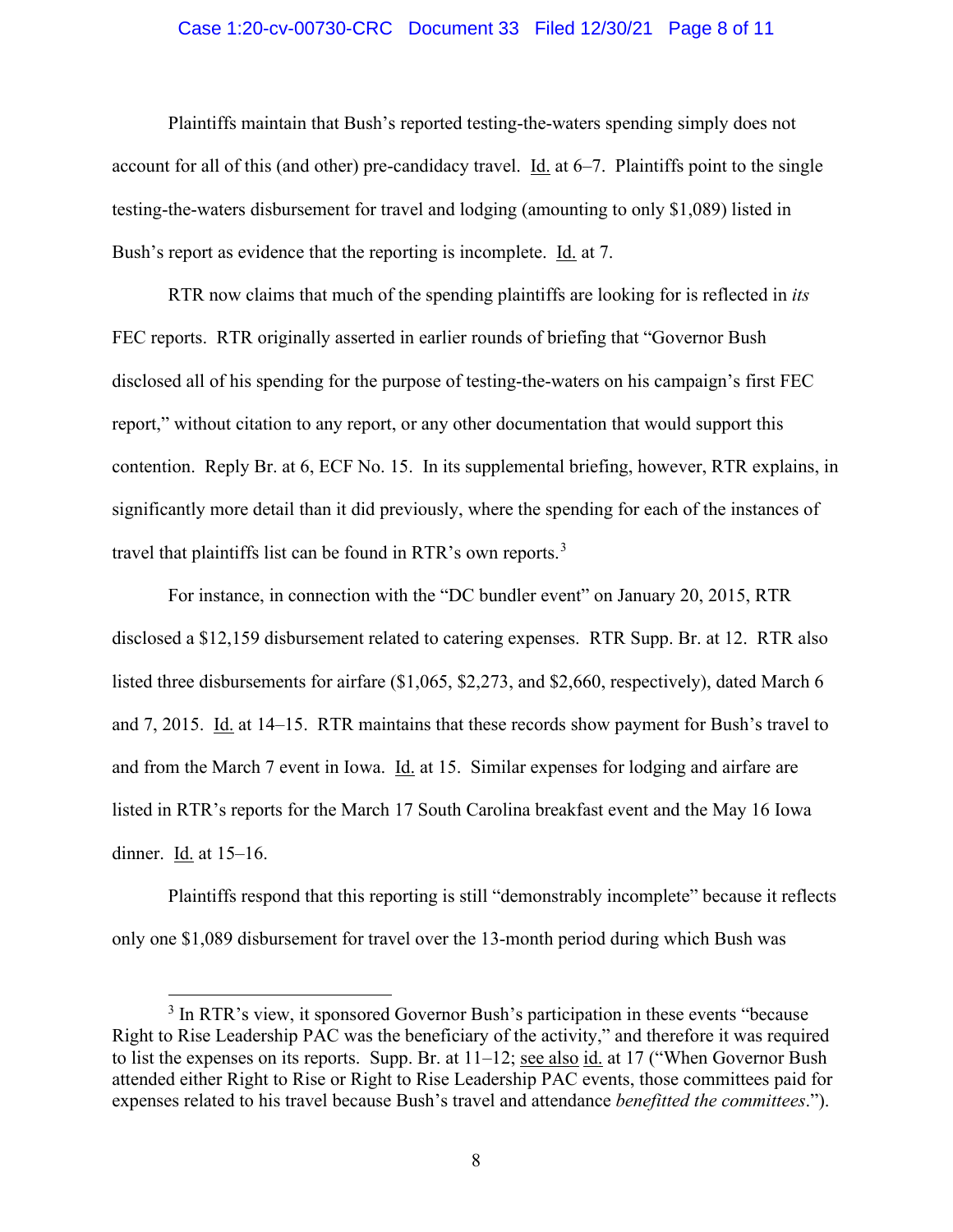Plaintiffs maintain that Bush's reported testing-the-waters spending simply does not account for all of this (and other) pre-candidacy travel. Id. at 6–7. Plaintiffs point to the single testing-the-waters disbursement for travel and lodging (amounting to only $1,089) listed in Bush's report as evidence that the reporting is incomplete. Id. at 7.

RTR now claims that much of the spending plaintiffs are looking for is reflected in *its* FEC reports. RTR originally asserted in earlier rounds of briefing that "Governor Bush disclosed all of his spending for the purpose of testing-the-waters on his campaign's first FEC report," without citation to any report, or any other documentation that would support this contention. Reply Br. at 6, ECF No. 15. In its supplemental briefing, however, RTR explains, in significantly more detail than it did previously, where the spending for each of the instances of travel that plaintiffs list can be found in RTR's own reports.[3]

For instance, in connection with the "DC bundler event" on January 20, 2015, RTR disclosed a $12,159 disbursement related to catering expenses. RTR Supp. Br. at 12. RTR also listed three disbursements for airfare ($1,065, $2,273, and $2,660, respectively), dated March 6 and 7, 2015. Id. at 14–15. RTR maintains that these records show payment for Bush's travel to and from the March 7 event in Iowa. Id. at 15. Similar expenses for lodging and airfare are listed in RTR's reports for the March 17 South Carolina breakfast event and the May 16 Iowa dinner. Id. at 15–16.

Plaintiffs respond that this reporting is still "demonstrably incomplete" because it reflects only one $1,089 disbursement for travel over the 13-month period during which Bush was

---

[3] In RTR's view, it sponsored Governor Bush's participation in these events "because Right to Rise Leadership PAC was the beneficiary of the activity," and therefore it was required to list the expenses on its reports. Supp. Br. at 11–12; see also id. at 17 ("When Governor Bush attended either Right to Rise or Right to Rise Leadership PAC events, those committees paid for expenses related to his travel because Bush's travel and attendance *benefitted the committees*.").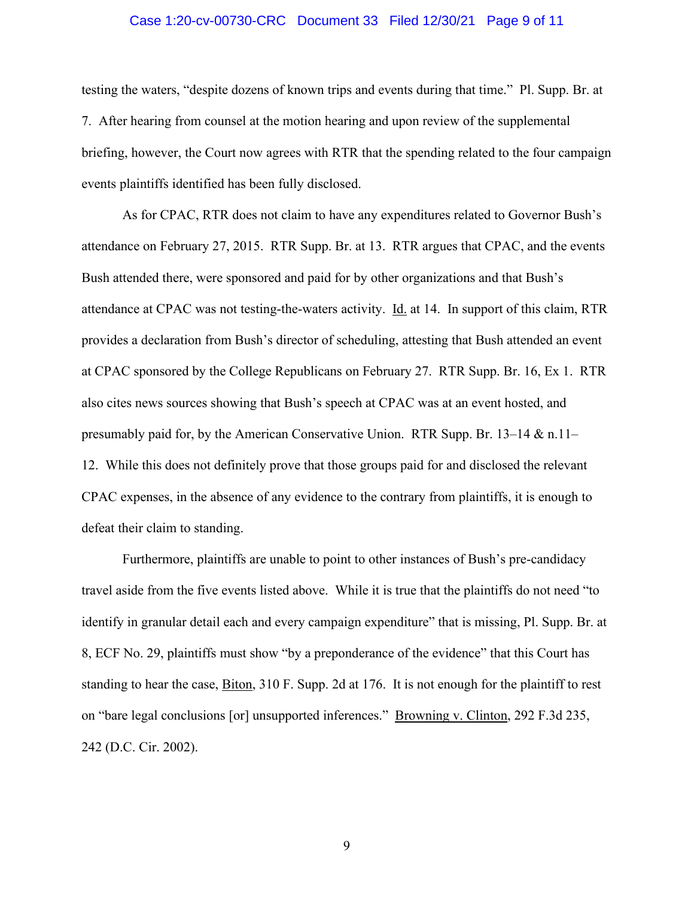testing the waters, "despite dozens of known trips and events during that time." Pl. Supp. Br. at 7. After hearing from counsel at the motion hearing and upon review of the supplemental briefing, however, the Court now agrees with RTR that the spending related to the four campaign events plaintiffs identified has been fully disclosed.

As for CPAC, RTR does not claim to have any expenditures related to Governor Bush's attendance on February 27, 2015. RTR Supp. Br. at 13. RTR argues that CPAC, and the events Bush attended there, were sponsored and paid for by other organizations and that Bush's attendance at CPAC was not testing-the-waters activity. Id. at 14. In support of this claim, RTR provides a declaration from Bush's director of scheduling, attesting that Bush attended an event at CPAC sponsored by the College Republicans on February 27. RTR Supp. Br. 16, Ex 1. RTR also cites news sources showing that Bush's speech at CPAC was at an event hosted, and presumably paid for, by the American Conservative Union. RTR Supp. Br. 13–14 & n.11–12. While this does not definitely prove that those groups paid for and disclosed the relevant CPAC expenses, in the absence of any evidence to the contrary from plaintiffs, it is enough to defeat their claim to standing.

Furthermore, plaintiffs are unable to point to other instances of Bush's pre-candidacy travel aside from the five events listed above. While it is true that the plaintiffs do not need "to identify in granular detail each and every campaign expenditure" that is missing, Pl. Supp. Br. at 8, ECF No. 29, plaintiffs must show "by a preponderance of the evidence" that this Court has standing to hear the case, Biton, 310 F. Supp. 2d at 176. It is not enough for the plaintiff to rest on "bare legal conclusions [or] unsupported inferences." Browning v. Clinton, 292 F.3d 235, 242 (D.C. Cir. 2002).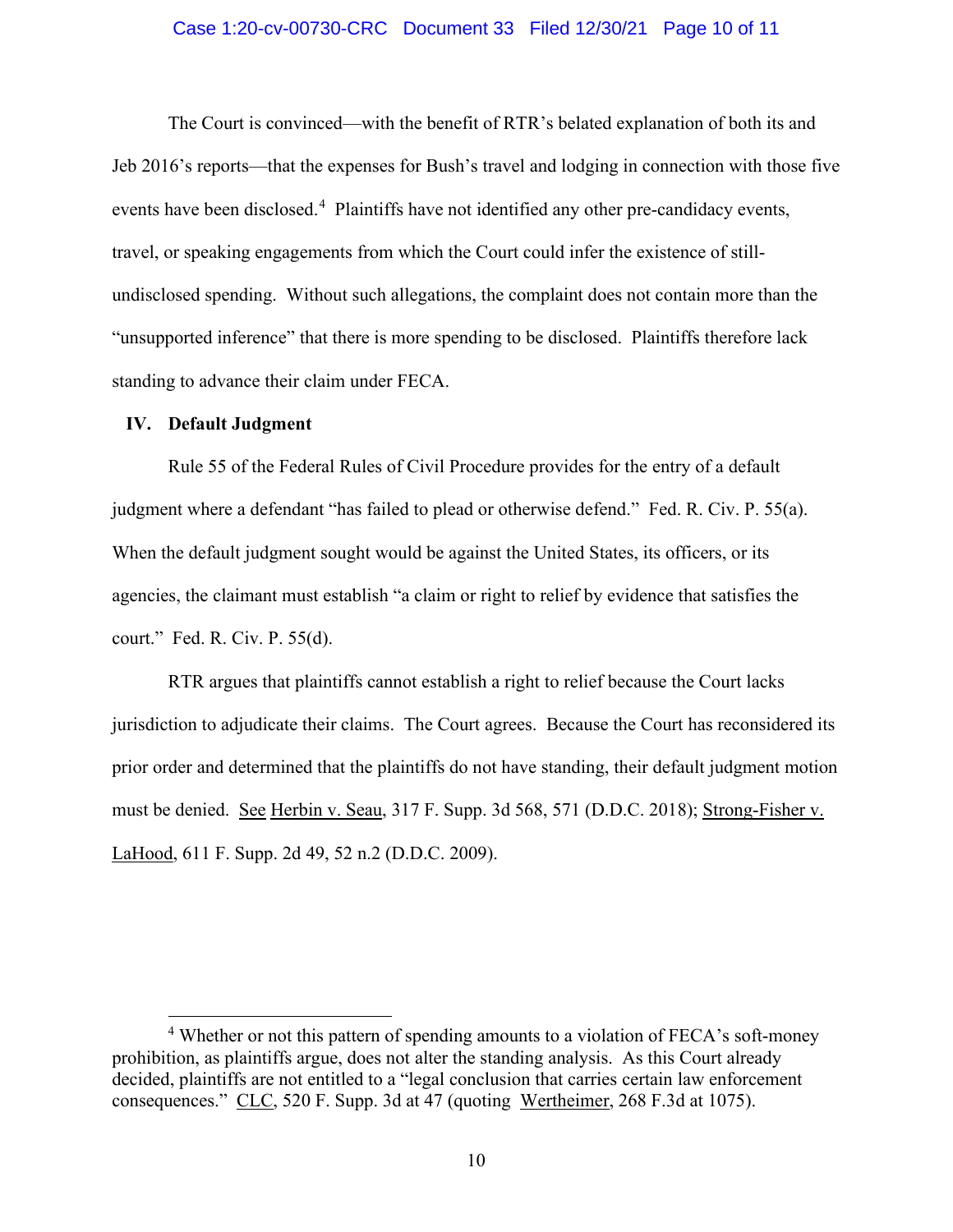The Court is convinced—with the benefit of RTR's belated explanation of both its and Jeb 2016's reports—that the expenses for Bush's travel and lodging in connection with those five events have been disclosed.[4] Plaintiffs have not identified any other pre-candidacy events, travel, or speaking engagements from which the Court could infer the existence of still-undisclosed spending. Without such allegations, the complaint does not contain more than the "unsupported inference" that there is more spending to be disclosed. Plaintiffs therefore lack standing to advance their claim under FECA.

## IV. Default Judgment

Rule 55 of the Federal Rules of Civil Procedure provides for the entry of a default judgment where a defendant "has failed to plead or otherwise defend." Fed. R. Civ. P. 55(a). When the default judgment sought would be against the United States, its officers, or its agencies, the claimant must establish "a claim or right to relief by evidence that satisfies the court." Fed. R. Civ. P. 55(d).

RTR argues that plaintiffs cannot establish a right to relief because the Court lacks jurisdiction to adjudicate their claims. The Court agrees. Because the Court has reconsidered its prior order and determined that the plaintiffs do not have standing, their default judgment motion must be denied. See Herbin v. Seau, 317 F. Supp. 3d 568, 571 (D.D.C. 2018); Strong-Fisher v. LaHood, 611 F. Supp. 2d 49, 52 n.2 (D.D.C. 2009).

[4] Whether or not this pattern of spending amounts to a violation of FECA's soft-money prohibition, as plaintiffs argue, does not alter the standing analysis. As this Court already decided, plaintiffs are not entitled to a "legal conclusion that carries certain law enforcement consequences." CLC, 520 F. Supp. 3d at 47 (quoting Wertheimer, 268 F.3d at 1075).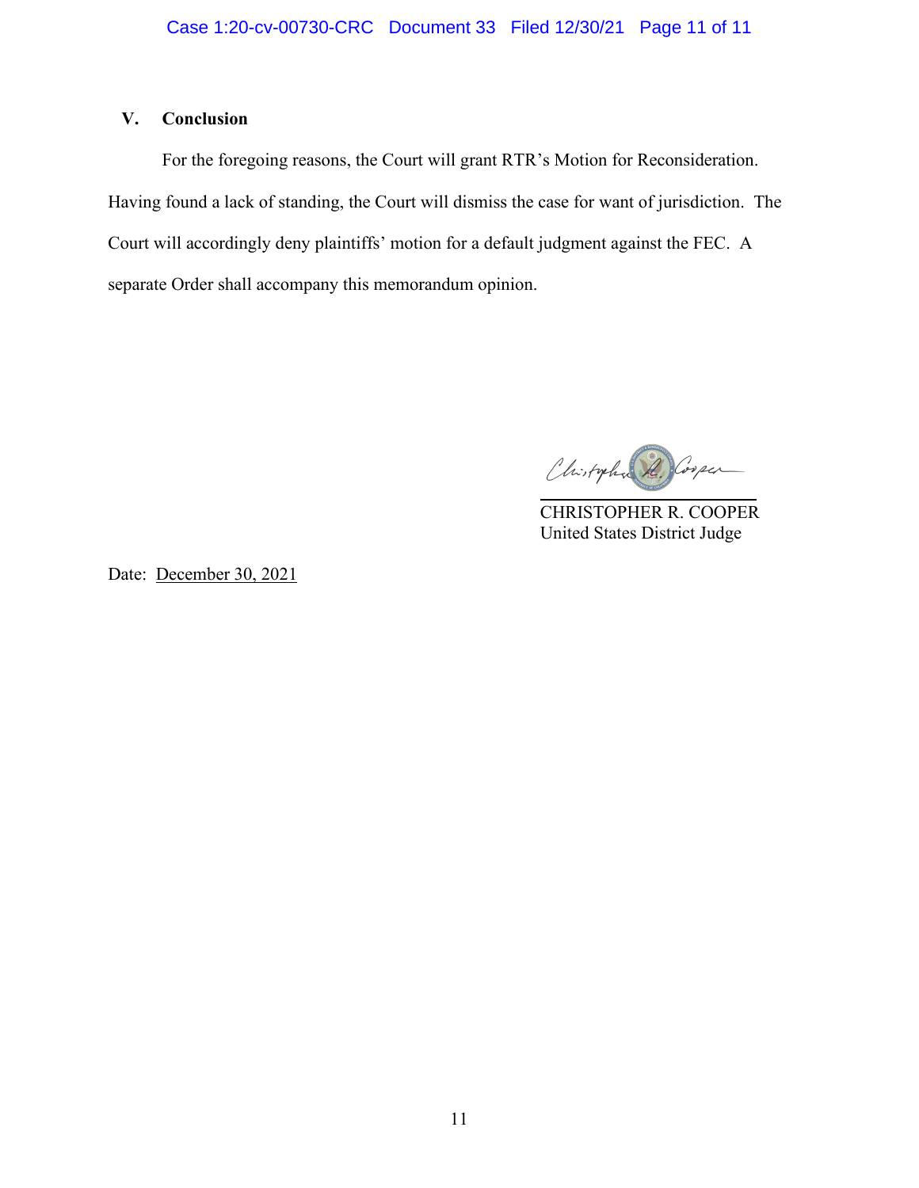## V. Conclusion

For the foregoing reasons, the Court will grant RTR's Motion for Reconsideration. Having found a lack of standing, the Court will dismiss the case for want of jurisdiction. The Court will accordingly deny plaintiffs' motion for a default judgment against the FEC. A separate Order shall accompany this memorandum opinion.

CHRISTOPHER R. COOPER
United States District Judge

Date: December 30, 2021